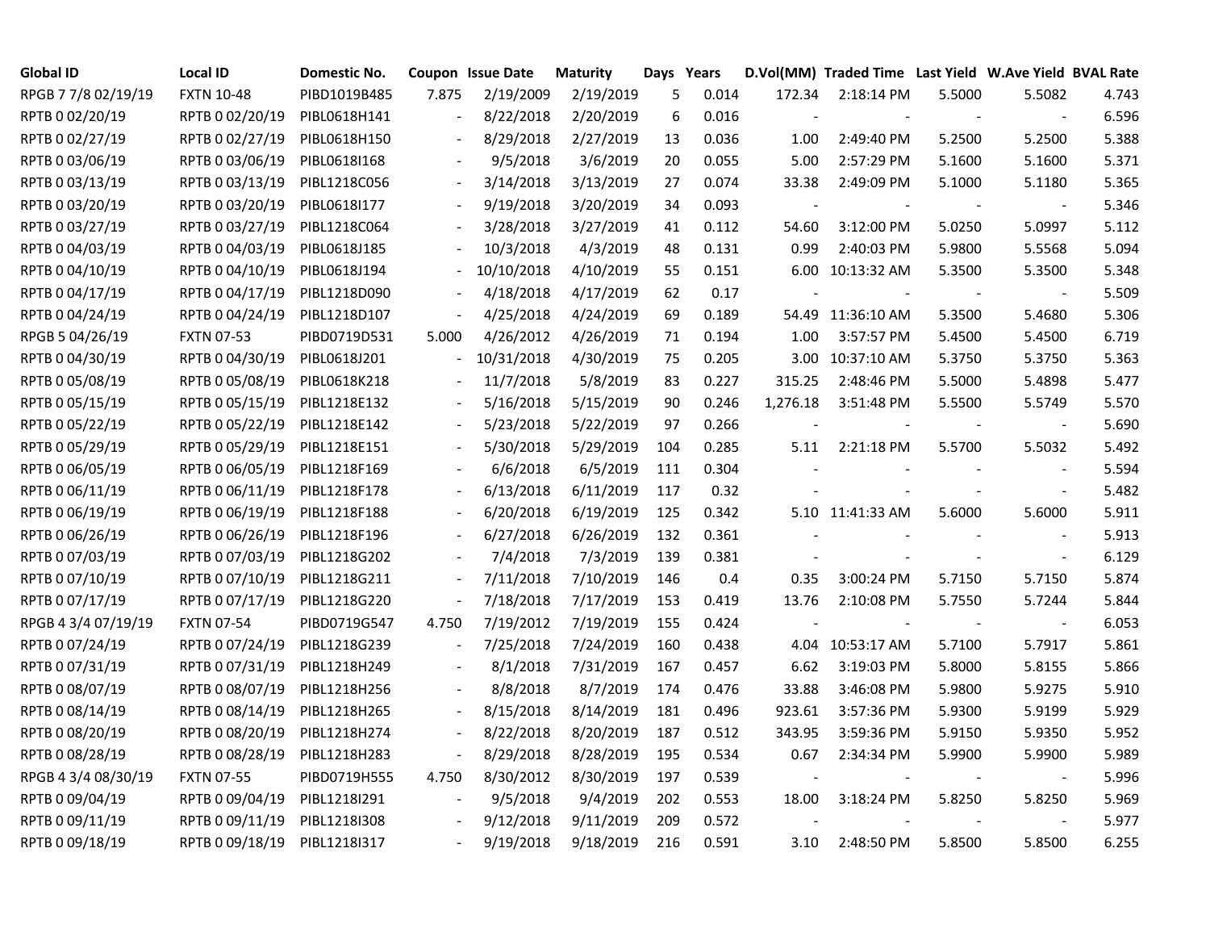| Global ID | Local ID | Domestic No. | Coupon | Issue Date | Maturity | Days | Years | D.Vol(MM) | Traded Time | Last Yield | W.Ave Yield | BVAL Rate |
|---|---|---|---|---|---|---|---|---|---|---|---|---|
| RPGB 7 7/8 02/19/19 | FXTN 10-48 | PIBD1019B485 | 7.875 | 2/19/2009 | 2/19/2019 | 5 | 0.014 | 172.34 | 2:18:14 PM | 5.5000 | 5.5082 | 4.743 |
| RPTB 0 02/20/19 | RPTB 0 02/20/19 | PIBL0618H141 | - | 8/22/2018 | 2/20/2019 | 6 | 0.016 | - | - | - | - | 6.596 |
| RPTB 0 02/27/19 | RPTB 0 02/27/19 | PIBL0618H150 | - | 8/29/2018 | 2/27/2019 | 13 | 0.036 | 1.00 | 2:49:40 PM | 5.2500 | 5.2500 | 5.388 |
| RPTB 0 03/06/19 | RPTB 0 03/06/19 | PIBL0618I168 | - | 9/5/2018 | 3/6/2019 | 20 | 0.055 | 5.00 | 2:57:29 PM | 5.1600 | 5.1600 | 5.371 |
| RPTB 0 03/13/19 | RPTB 0 03/13/19 | PIBL1218C056 | - | 3/14/2018 | 3/13/2019 | 27 | 0.074 | 33.38 | 2:49:09 PM | 5.1000 | 5.1180 | 5.365 |
| RPTB 0 03/20/19 | RPTB 0 03/20/19 | PIBL0618I177 | - | 9/19/2018 | 3/20/2019 | 34 | 0.093 | - | - | - | - | 5.346 |
| RPTB 0 03/27/19 | RPTB 0 03/27/19 | PIBL1218C064 | - | 3/28/2018 | 3/27/2019 | 41 | 0.112 | 54.60 | 3:12:00 PM | 5.0250 | 5.0997 | 5.112 |
| RPTB 0 04/03/19 | RPTB 0 04/03/19 | PIBL0618J185 | - | 10/3/2018 | 4/3/2019 | 48 | 0.131 | 0.99 | 2:40:03 PM | 5.9800 | 5.5568 | 5.094 |
| RPTB 0 04/10/19 | RPTB 0 04/10/19 | PIBL0618J194 | - | 10/10/2018 | 4/10/2019 | 55 | 0.151 | 6.00 | 10:13:32 AM | 5.3500 | 5.3500 | 5.348 |
| RPTB 0 04/17/19 | RPTB 0 04/17/19 | PIBL1218D090 | - | 4/18/2018 | 4/17/2019 | 62 | 0.17 | - | - | - | - | 5.509 |
| RPTB 0 04/24/19 | RPTB 0 04/24/19 | PIBL1218D107 | - | 4/25/2018 | 4/24/2019 | 69 | 0.189 | 54.49 | 11:36:10 AM | 5.3500 | 5.4680 | 5.306 |
| RPGB 5 04/26/19 | FXTN 07-53 | PIBD0719D531 | 5.000 | 4/26/2012 | 4/26/2019 | 71 | 0.194 | 1.00 | 3:57:57 PM | 5.4500 | 5.4500 | 6.719 |
| RPTB 0 04/30/19 | RPTB 0 04/30/19 | PIBL0618J201 | - | 10/31/2018 | 4/30/2019 | 75 | 0.205 | 3.00 | 10:37:10 AM | 5.3750 | 5.3750 | 5.363 |
| RPTB 0 05/08/19 | RPTB 0 05/08/19 | PIBL0618K218 | - | 11/7/2018 | 5/8/2019 | 83 | 0.227 | 315.25 | 2:48:46 PM | 5.5000 | 5.4898 | 5.477 |
| RPTB 0 05/15/19 | RPTB 0 05/15/19 | PIBL1218E132 | - | 5/16/2018 | 5/15/2019 | 90 | 0.246 | 1,276.18 | 3:51:48 PM | 5.5500 | 5.5749 | 5.570 |
| RPTB 0 05/22/19 | RPTB 0 05/22/19 | PIBL1218E142 | - | 5/23/2018 | 5/22/2019 | 97 | 0.266 | - | - | - | - | 5.690 |
| RPTB 0 05/29/19 | RPTB 0 05/29/19 | PIBL1218E151 | - | 5/30/2018 | 5/29/2019 | 104 | 0.285 | 5.11 | 2:21:18 PM | 5.5700 | 5.5032 | 5.492 |
| RPTB 0 06/05/19 | RPTB 0 06/05/19 | PIBL1218F169 | - | 6/6/2018 | 6/5/2019 | 111 | 0.304 | - | - | - | - | 5.594 |
| RPTB 0 06/11/19 | RPTB 0 06/11/19 | PIBL1218F178 | - | 6/13/2018 | 6/11/2019 | 117 | 0.32 | - | - | - | - | 5.482 |
| RPTB 0 06/19/19 | RPTB 0 06/19/19 | PIBL1218F188 | - | 6/20/2018 | 6/19/2019 | 125 | 0.342 | 5.10 | 11:41:33 AM | 5.6000 | 5.6000 | 5.911 |
| RPTB 0 06/26/19 | RPTB 0 06/26/19 | PIBL1218F196 | - | 6/27/2018 | 6/26/2019 | 132 | 0.361 | - | - | - | - | 5.913 |
| RPTB 0 07/03/19 | RPTB 0 07/03/19 | PIBL1218G202 | - | 7/4/2018 | 7/3/2019 | 139 | 0.381 | - | - | - | - | 6.129 |
| RPTB 0 07/10/19 | RPTB 0 07/10/19 | PIBL1218G211 | - | 7/11/2018 | 7/10/2019 | 146 | 0.4 | 0.35 | 3:00:24 PM | 5.7150 | 5.7150 | 5.874 |
| RPTB 0 07/17/19 | RPTB 0 07/17/19 | PIBL1218G220 | - | 7/18/2018 | 7/17/2019 | 153 | 0.419 | 13.76 | 2:10:08 PM | 5.7550 | 5.7244 | 5.844 |
| RPGB 4 3/4 07/19/19 | FXTN 07-54 | PIBD0719G547 | 4.750 | 7/19/2012 | 7/19/2019 | 155 | 0.424 | - | - | - | - | 6.053 |
| RPTB 0 07/24/19 | RPTB 0 07/24/19 | PIBL1218G239 | - | 7/25/2018 | 7/24/2019 | 160 | 0.438 | 4.04 | 10:53:17 AM | 5.7100 | 5.7917 | 5.861 |
| RPTB 0 07/31/19 | RPTB 0 07/31/19 | PIBL1218H249 | - | 8/1/2018 | 7/31/2019 | 167 | 0.457 | 6.62 | 3:19:03 PM | 5.8000 | 5.8155 | 5.866 |
| RPTB 0 08/07/19 | RPTB 0 08/07/19 | PIBL1218H256 | - | 8/8/2018 | 8/7/2019 | 174 | 0.476 | 33.88 | 3:46:08 PM | 5.9800 | 5.9275 | 5.910 |
| RPTB 0 08/14/19 | RPTB 0 08/14/19 | PIBL1218H265 | - | 8/15/2018 | 8/14/2019 | 181 | 0.496 | 923.61 | 3:57:36 PM | 5.9300 | 5.9199 | 5.929 |
| RPTB 0 08/20/19 | RPTB 0 08/20/19 | PIBL1218H274 | - | 8/22/2018 | 8/20/2019 | 187 | 0.512 | 343.95 | 3:59:36 PM | 5.9150 | 5.9350 | 5.952 |
| RPTB 0 08/28/19 | RPTB 0 08/28/19 | PIBL1218H283 | - | 8/29/2018 | 8/28/2019 | 195 | 0.534 | 0.67 | 2:34:34 PM | 5.9900 | 5.9900 | 5.989 |
| RPGB 4 3/4 08/30/19 | FXTN 07-55 | PIBD0719H555 | 4.750 | 8/30/2012 | 8/30/2019 | 197 | 0.539 | - | - | - | - | 5.996 |
| RPTB 0 09/04/19 | RPTB 0 09/04/19 | PIBL1218I291 | - | 9/5/2018 | 9/4/2019 | 202 | 0.553 | 18.00 | 3:18:24 PM | 5.8250 | 5.8250 | 5.969 |
| RPTB 0 09/11/19 | RPTB 0 09/11/19 | PIBL1218I308 | - | 9/12/2018 | 9/11/2019 | 209 | 0.572 | - | - | - | - | 5.977 |
| RPTB 0 09/18/19 | RPTB 0 09/18/19 | PIBL1218I317 | - | 9/19/2018 | 9/18/2019 | 216 | 0.591 | 3.10 | 2:48:50 PM | 5.8500 | 5.8500 | 6.255 |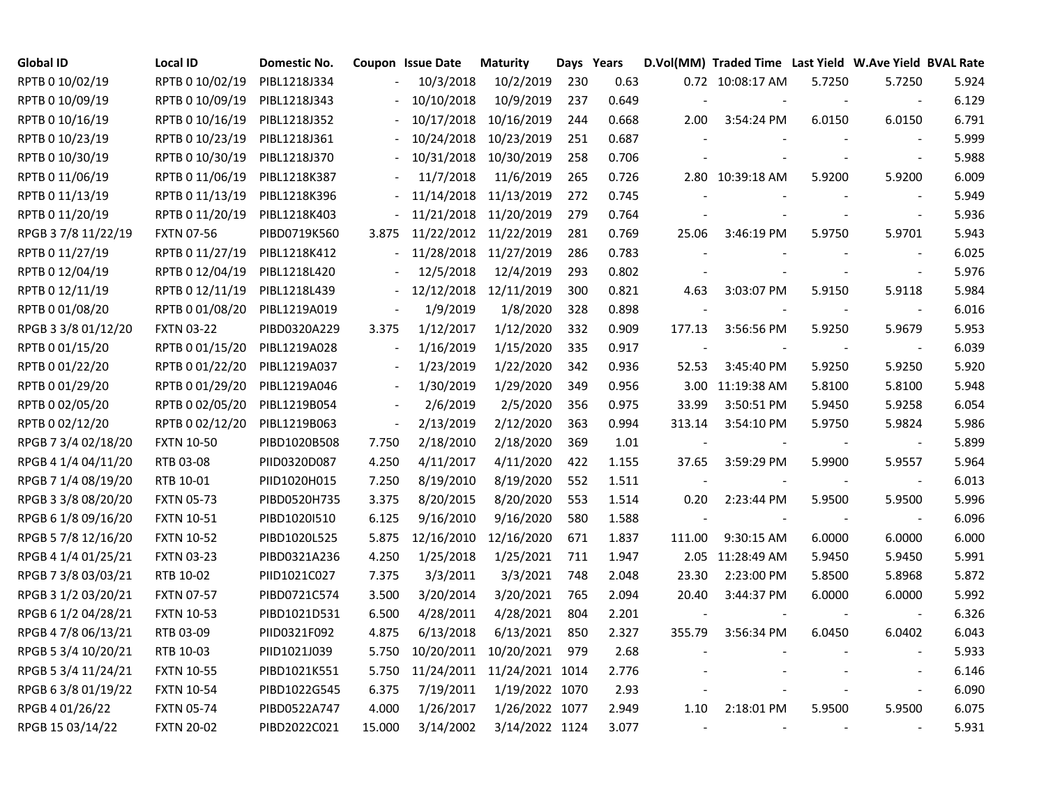| Global ID | Local ID | Domestic No. | Coupon | Issue Date | Maturity | Days | Years | D.Vol(MM) | Traded Time | Last Yield | W.Ave Yield | BVAL Rate |
|---|---|---|---|---|---|---|---|---|---|---|---|---|
| RPTB 0 10/02/19 | RPTB 0 10/02/19 | PIBL1218J334 | - | 10/3/2018 | 10/2/2019 | 230 | 0.63 | 0.72 | 10:08:17 AM | 5.7250 | 5.7250 | 5.924 |
| RPTB 0 10/09/19 | RPTB 0 10/09/19 | PIBL1218J343 | - | 10/10/2018 | 10/9/2019 | 237 | 0.649 | - | - | - | - | 6.129 |
| RPTB 0 10/16/19 | RPTB 0 10/16/19 | PIBL1218J352 | - | 10/17/2018 | 10/16/2019 | 244 | 0.668 | 2.00 | 3:54:24 PM | 6.0150 | 6.0150 | 6.791 |
| RPTB 0 10/23/19 | RPTB 0 10/23/19 | PIBL1218J361 | - | 10/24/2018 | 10/23/2019 | 251 | 0.687 | - | - | - | - | 5.999 |
| RPTB 0 10/30/19 | RPTB 0 10/30/19 | PIBL1218J370 | - | 10/31/2018 | 10/30/2019 | 258 | 0.706 | - | - | - | - | 5.988 |
| RPTB 0 11/06/19 | RPTB 0 11/06/19 | PIBL1218K387 | - | 11/7/2018 | 11/6/2019 | 265 | 0.726 | 2.80 | 10:39:18 AM | 5.9200 | 5.9200 | 6.009 |
| RPTB 0 11/13/19 | RPTB 0 11/13/19 | PIBL1218K396 | - | 11/14/2018 | 11/13/2019 | 272 | 0.745 | - | - | - | - | 5.949 |
| RPTB 0 11/20/19 | RPTB 0 11/20/19 | PIBL1218K403 | - | 11/21/2018 | 11/20/2019 | 279 | 0.764 | - | - | - | - | 5.936 |
| RPGB 3 7/8 11/22/19 | FXTN 07-56 | PIBD0719K560 | 3.875 | 11/22/2012 | 11/22/2019 | 281 | 0.769 | 25.06 | 3:46:19 PM | 5.9750 | 5.9701 | 5.943 |
| RPTB 0 11/27/19 | RPTB 0 11/27/19 | PIBL1218K412 | - | 11/28/2018 | 11/27/2019 | 286 | 0.783 | - | - | - | - | 6.025 |
| RPTB 0 12/04/19 | RPTB 0 12/04/19 | PIBL1218L420 | - | 12/5/2018 | 12/4/2019 | 293 | 0.802 | - | - | - | - | 5.976 |
| RPTB 0 12/11/19 | RPTB 0 12/11/19 | PIBL1218L439 | - | 12/12/2018 | 12/11/2019 | 300 | 0.821 | 4.63 | 3:03:07 PM | 5.9150 | 5.9118 | 5.984 |
| RPTB 0 01/08/20 | RPTB 0 01/08/20 | PIBL1219A019 | - | 1/9/2019 | 1/8/2020 | 328 | 0.898 | - | - | - | - | 6.016 |
| RPGB 3 3/8 01/12/20 | FXTN 03-22 | PIBD0320A229 | 3.375 | 1/12/2017 | 1/12/2020 | 332 | 0.909 | 177.13 | 3:56:56 PM | 5.9250 | 5.9679 | 5.953 |
| RPTB 0 01/15/20 | RPTB 0 01/15/20 | PIBL1219A028 | - | 1/16/2019 | 1/15/2020 | 335 | 0.917 | - | - | - | - | 6.039 |
| RPTB 0 01/22/20 | RPTB 0 01/22/20 | PIBL1219A037 | - | 1/23/2019 | 1/22/2020 | 342 | 0.936 | 52.53 | 3:45:40 PM | 5.9250 | 5.9250 | 5.920 |
| RPTB 0 01/29/20 | RPTB 0 01/29/20 | PIBL1219A046 | - | 1/30/2019 | 1/29/2020 | 349 | 0.956 | 3.00 | 11:19:38 AM | 5.8100 | 5.8100 | 5.948 |
| RPTB 0 02/05/20 | RPTB 0 02/05/20 | PIBL1219B054 | - | 2/6/2019 | 2/5/2020 | 356 | 0.975 | 33.99 | 3:50:51 PM | 5.9450 | 5.9258 | 6.054 |
| RPTB 0 02/12/20 | RPTB 0 02/12/20 | PIBL1219B063 | - | 2/13/2019 | 2/12/2020 | 363 | 0.994 | 313.14 | 3:54:10 PM | 5.9750 | 5.9824 | 5.986 |
| RPGB 7 3/4 02/18/20 | FXTN 10-50 | PIBD1020B508 | 7.750 | 2/18/2010 | 2/18/2020 | 369 | 1.01 | - | - | - | - | 5.899 |
| RPGB 4 1/4 04/11/20 | RTB 03-08 | PIID0320D087 | 4.250 | 4/11/2017 | 4/11/2020 | 422 | 1.155 | 37.65 | 3:59:29 PM | 5.9900 | 5.9557 | 5.964 |
| RPGB 7 1/4 08/19/20 | RTB 10-01 | PIID1020H015 | 7.250 | 8/19/2010 | 8/19/2020 | 552 | 1.511 | - | - | - | - | 6.013 |
| RPGB 3 3/8 08/20/20 | FXTN 05-73 | PIBD0520H735 | 3.375 | 8/20/2015 | 8/20/2020 | 553 | 1.514 | 0.20 | 2:23:44 PM | 5.9500 | 5.9500 | 5.996 |
| RPGB 6 1/8 09/16/20 | FXTN 10-51 | PIBD1020I510 | 6.125 | 9/16/2010 | 9/16/2020 | 580 | 1.588 | - | - | - | - | 6.096 |
| RPGB 5 7/8 12/16/20 | FXTN 10-52 | PIBD1020L525 | 5.875 | 12/16/2010 | 12/16/2020 | 671 | 1.837 | 111.00 | 9:30:15 AM | 6.0000 | 6.0000 | 6.000 |
| RPGB 4 1/4 01/25/21 | FXTN 03-23 | PIBD0321A236 | 4.250 | 1/25/2018 | 1/25/2021 | 711 | 1.947 | 2.05 | 11:28:49 AM | 5.9450 | 5.9450 | 5.991 |
| RPGB 7 3/8 03/03/21 | RTB 10-02 | PIID1021C027 | 7.375 | 3/3/2011 | 3/3/2021 | 748 | 2.048 | 23.30 | 2:23:00 PM | 5.8500 | 5.8968 | 5.872 |
| RPGB 3 1/2 03/20/21 | FXTN 07-57 | PIBD0721C574 | 3.500 | 3/20/2014 | 3/20/2021 | 765 | 2.094 | 20.40 | 3:44:37 PM | 6.0000 | 6.0000 | 5.992 |
| RPGB 6 1/2 04/28/21 | FXTN 10-53 | PIBD1021D531 | 6.500 | 4/28/2011 | 4/28/2021 | 804 | 2.201 | - | - | - | - | 6.326 |
| RPGB 4 7/8 06/13/21 | RTB 03-09 | PIID0321F092 | 4.875 | 6/13/2018 | 6/13/2021 | 850 | 2.327 | 355.79 | 3:56:34 PM | 6.0450 | 6.0402 | 6.043 |
| RPGB 5 3/4 10/20/21 | RTB 10-03 | PIID1021J039 | 5.750 | 10/20/2011 | 10/20/2021 | 979 | 2.68 | - | - | - | - | 5.933 |
| RPGB 5 3/4 11/24/21 | FXTN 10-55 | PIBD1021K551 | 5.750 | 11/24/2011 | 11/24/2021 | 1014 | 2.776 | - | - | - | - | 6.146 |
| RPGB 6 3/8 01/19/22 | FXTN 10-54 | PIBD1022G545 | 6.375 | 7/19/2011 | 1/19/2022 | 1070 | 2.93 | - | - | - | - | 6.090 |
| RPGB 4 01/26/22 | FXTN 05-74 | PIBD0522A747 | 4.000 | 1/26/2017 | 1/26/2022 | 1077 | 2.949 | 1.10 | 2:18:01 PM | 5.9500 | 5.9500 | 6.075 |
| RPGB 15 03/14/22 | FXTN 20-02 | PIBD2022C021 | 15.000 | 3/14/2002 | 3/14/2022 | 1124 | 3.077 | - | - | - | - | 5.931 |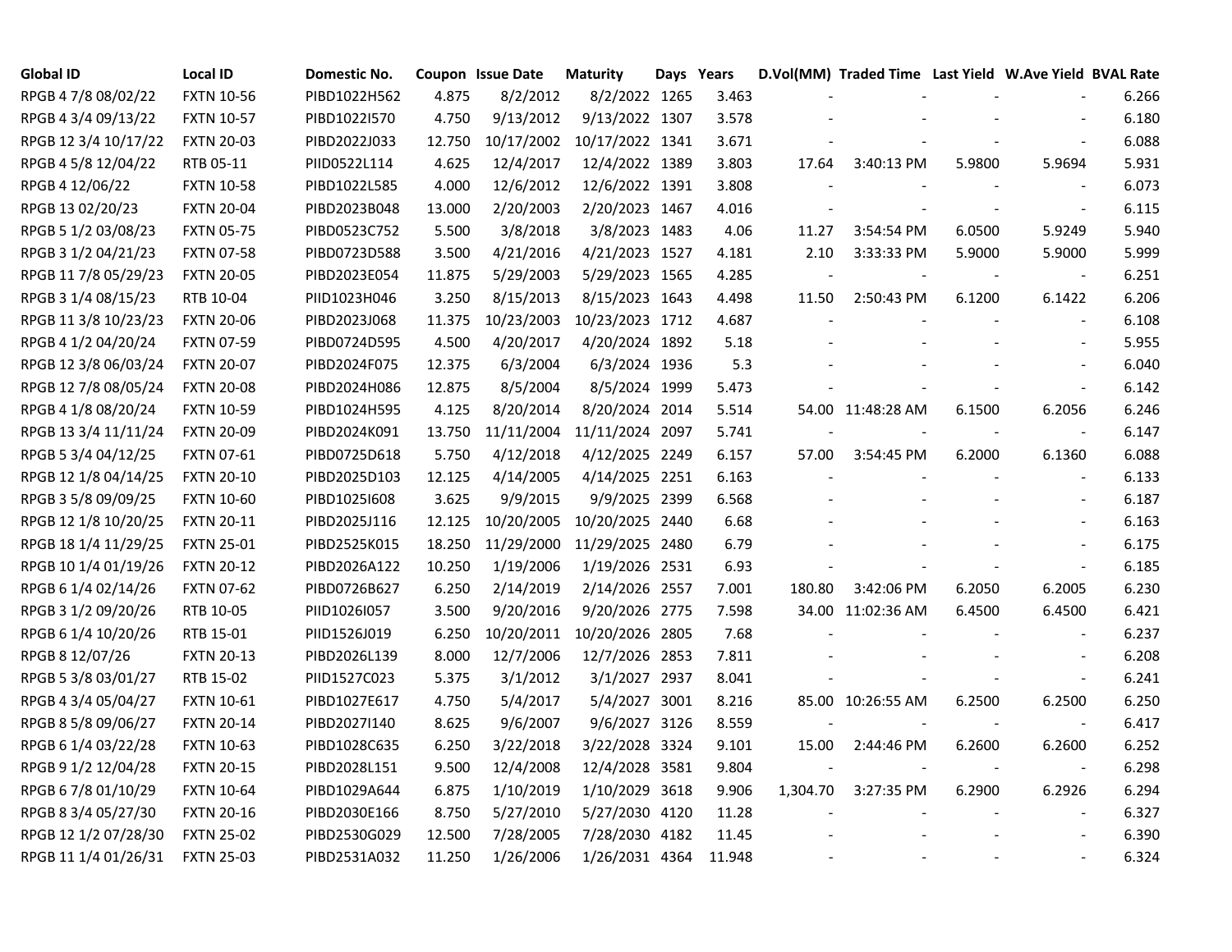| Global ID | Local ID | Domestic No. | Coupon | Issue Date | Maturity | Days | Years | D.Vol(MM) | Traded Time | Last Yield | W.Ave Yield | BVAL Rate |
|---|---|---|---|---|---|---|---|---|---|---|---|---|
| RPGB 4 7/8 08/02/22 | FXTN 10-56 | PIBD1022H562 | 4.875 | 8/2/2012 | 8/2/2022 | 1265 | 3.463 | - | - | - | - | 6.266 |
| RPGB 4 3/4 09/13/22 | FXTN 10-57 | PIBD1022I570 | 4.750 | 9/13/2012 | 9/13/2022 | 1307 | 3.578 | - | - | - | - | 6.180 |
| RPGB 12 3/4 10/17/22 | FXTN 20-03 | PIBD2022J033 | 12.750 | 10/17/2002 | 10/17/2022 | 1341 | 3.671 | - | - | - | - | 6.088 |
| RPGB 4 5/8 12/04/22 | RTB 05-11 | PIID0522L114 | 4.625 | 12/4/2017 | 12/4/2022 | 1389 | 3.803 | 17.64 | 3:40:13 PM | 5.9800 | 5.9694 | 5.931 |
| RPGB 4 12/06/22 | FXTN 10-58 | PIBD1022L585 | 4.000 | 12/6/2012 | 12/6/2022 | 1391 | 3.808 | - | - | - | - | 6.073 |
| RPGB 13 02/20/23 | FXTN 20-04 | PIBD2023B048 | 13.000 | 2/20/2003 | 2/20/2023 | 1467 | 4.016 | - | - | - | - | 6.115 |
| RPGB 5 1/2 03/08/23 | FXTN 05-75 | PIBD0523C752 | 5.500 | 3/8/2018 | 3/8/2023 | 1483 | 4.06 | 11.27 | 3:54:54 PM | 6.0500 | 5.9249 | 5.940 |
| RPGB 3 1/2 04/21/23 | FXTN 07-58 | PIBD0723D588 | 3.500 | 4/21/2016 | 4/21/2023 | 1527 | 4.181 | 2.10 | 3:33:33 PM | 5.9000 | 5.9000 | 5.999 |
| RPGB 11 7/8 05/29/23 | FXTN 20-05 | PIBD2023E054 | 11.875 | 5/29/2003 | 5/29/2023 | 1565 | 4.285 | - | - | - | - | 6.251 |
| RPGB 3 1/4 08/15/23 | RTB 10-04 | PIID1023H046 | 3.250 | 8/15/2013 | 8/15/2023 | 1643 | 4.498 | 11.50 | 2:50:43 PM | 6.1200 | 6.1422 | 6.206 |
| RPGB 11 3/8 10/23/23 | FXTN 20-06 | PIBD2023J068 | 11.375 | 10/23/2003 | 10/23/2023 | 1712 | 4.687 | - | - | - | - | 6.108 |
| RPGB 4 1/2 04/20/24 | FXTN 07-59 | PIBD0724D595 | 4.500 | 4/20/2017 | 4/20/2024 | 1892 | 5.18 | - | - | - | - | 5.955 |
| RPGB 12 3/8 06/03/24 | FXTN 20-07 | PIBD2024F075 | 12.375 | 6/3/2004 | 6/3/2024 | 1936 | 5.3 | - | - | - | - | 6.040 |
| RPGB 12 7/8 08/05/24 | FXTN 20-08 | PIBD2024H086 | 12.875 | 8/5/2004 | 8/5/2024 | 1999 | 5.473 | - | - | - | - | 6.142 |
| RPGB 4 1/8 08/20/24 | FXTN 10-59 | PIBD1024H595 | 4.125 | 8/20/2014 | 8/20/2024 | 2014 | 5.514 | 54.00 | 11:48:28 AM | 6.1500 | 6.2056 | 6.246 |
| RPGB 13 3/4 11/11/24 | FXTN 20-09 | PIBD2024K091 | 13.750 | 11/11/2004 | 11/11/2024 | 2097 | 5.741 | - | - | - | - | 6.147 |
| RPGB 5 3/4 04/12/25 | FXTN 07-61 | PIBD0725D618 | 5.750 | 4/12/2018 | 4/12/2025 | 2249 | 6.157 | 57.00 | 3:54:45 PM | 6.2000 | 6.1360 | 6.088 |
| RPGB 12 1/8 04/14/25 | FXTN 20-10 | PIBD2025D103 | 12.125 | 4/14/2005 | 4/14/2025 | 2251 | 6.163 | - | - | - | - | 6.133 |
| RPGB 3 5/8 09/09/25 | FXTN 10-60 | PIBD1025I608 | 3.625 | 9/9/2015 | 9/9/2025 | 2399 | 6.568 | - | - | - | - | 6.187 |
| RPGB 12 1/8 10/20/25 | FXTN 20-11 | PIBD2025J116 | 12.125 | 10/20/2005 | 10/20/2025 | 2440 | 6.68 | - | - | - | - | 6.163 |
| RPGB 18 1/4 11/29/25 | FXTN 25-01 | PIBD2525K015 | 18.250 | 11/29/2000 | 11/29/2025 | 2480 | 6.79 | - | - | - | - | 6.175 |
| RPGB 10 1/4 01/19/26 | FXTN 20-12 | PIBD2026A122 | 10.250 | 1/19/2006 | 1/19/2026 | 2531 | 6.93 | - | - | - | - | 6.185 |
| RPGB 6 1/4 02/14/26 | FXTN 07-62 | PIBD0726B627 | 6.250 | 2/14/2019 | 2/14/2026 | 2557 | 7.001 | 180.80 | 3:42:06 PM | 6.2050 | 6.2005 | 6.230 |
| RPGB 3 1/2 09/20/26 | RTB 10-05 | PIID1026I057 | 3.500 | 9/20/2016 | 9/20/2026 | 2775 | 7.598 | 34.00 | 11:02:36 AM | 6.4500 | 6.4500 | 6.421 |
| RPGB 6 1/4 10/20/26 | RTB 15-01 | PIID1526J019 | 6.250 | 10/20/2011 | 10/20/2026 | 2805 | 7.68 | - | - | - | - | 6.237 |
| RPGB 8 12/07/26 | FXTN 20-13 | PIBD2026L139 | 8.000 | 12/7/2006 | 12/7/2026 | 2853 | 7.811 | - | - | - | - | 6.208 |
| RPGB 5 3/8 03/01/27 | RTB 15-02 | PIID1527C023 | 5.375 | 3/1/2012 | 3/1/2027 | 2937 | 8.041 | - | - | - | - | 6.241 |
| RPGB 4 3/4 05/04/27 | FXTN 10-61 | PIBD1027E617 | 4.750 | 5/4/2017 | 5/4/2027 | 3001 | 8.216 | 85.00 | 10:26:55 AM | 6.2500 | 6.2500 | 6.250 |
| RPGB 8 5/8 09/06/27 | FXTN 20-14 | PIBD2027I140 | 8.625 | 9/6/2007 | 9/6/2027 | 3126 | 8.559 | - | - | - | - | 6.417 |
| RPGB 6 1/4 03/22/28 | FXTN 10-63 | PIBD1028C635 | 6.250 | 3/22/2018 | 3/22/2028 | 3324 | 9.101 | 15.00 | 2:44:46 PM | 6.2600 | 6.2600 | 6.252 |
| RPGB 9 1/2 12/04/28 | FXTN 20-15 | PIBD2028L151 | 9.500 | 12/4/2008 | 12/4/2028 | 3581 | 9.804 | - | - | - | - | 6.298 |
| RPGB 6 7/8 01/10/29 | FXTN 10-64 | PIBD1029A644 | 6.875 | 1/10/2019 | 1/10/2029 | 3618 | 9.906 | 1,304.70 | 3:27:35 PM | 6.2900 | 6.2926 | 6.294 |
| RPGB 8 3/4 05/27/30 | FXTN 20-16 | PIBD2030E166 | 8.750 | 5/27/2010 | 5/27/2030 | 4120 | 11.28 | - | - | - | - | 6.327 |
| RPGB 12 1/2 07/28/30 | FXTN 25-02 | PIBD2530G029 | 12.500 | 7/28/2005 | 7/28/2030 | 4182 | 11.45 | - | - | - | - | 6.390 |
| RPGB 11 1/4 01/26/31 | FXTN 25-03 | PIBD2531A032 | 11.250 | 1/26/2006 | 1/26/2031 | 4364 | 11.948 | - | - | - | - | 6.324 |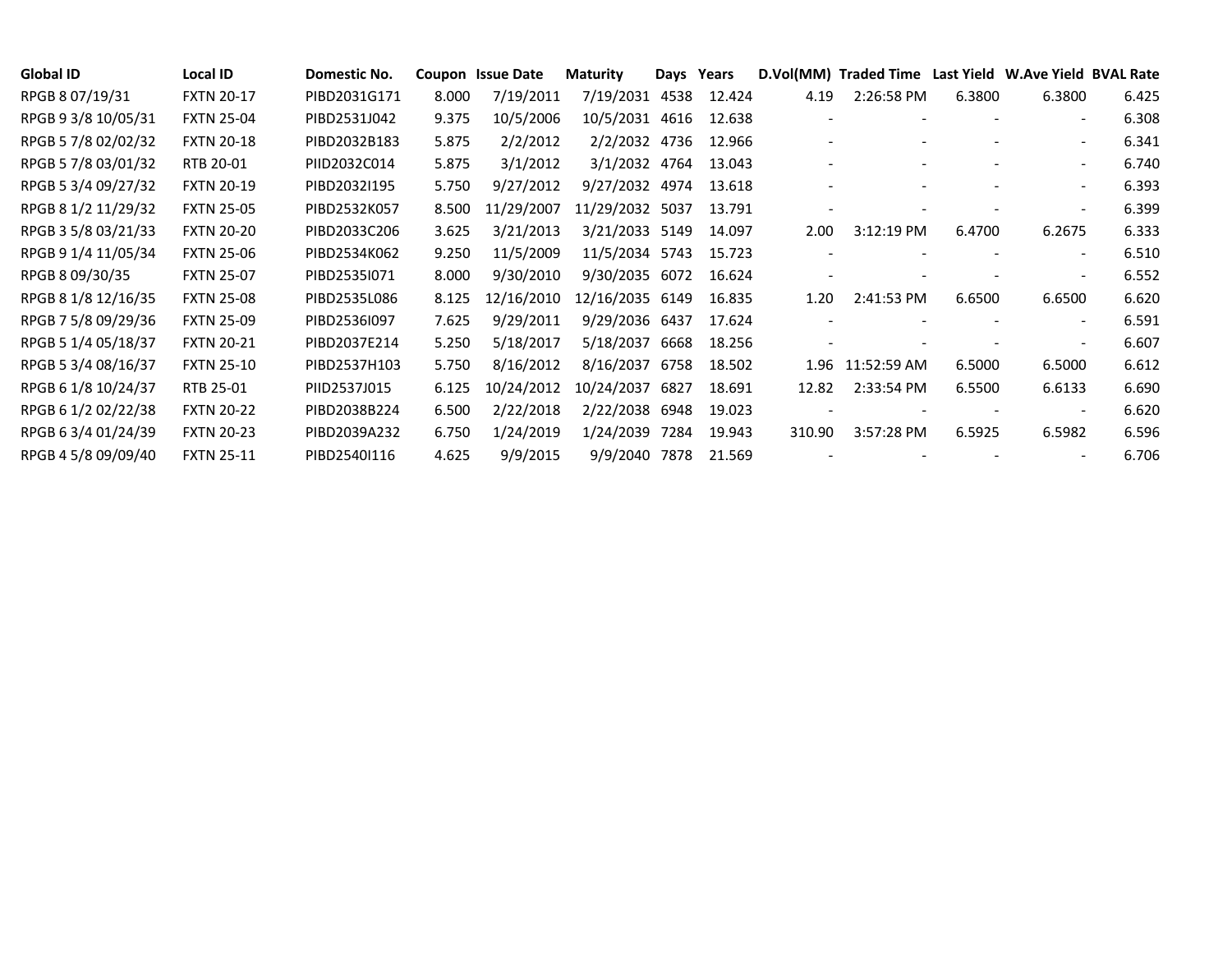| Global ID | Local ID | Domestic No. | Coupon | Issue Date | Maturity | Days | Years | D.Vol(MM) | Traded Time | Last Yield | W.Ave Yield | BVAL Rate |
|---|---|---|---|---|---|---|---|---|---|---|---|---|
| RPGB 8 07/19/31 | FXTN 20-17 | PIBD2031G171 | 8.000 | 7/19/2011 | 7/19/2031 | 4538 | 12.424 | 4.19 | 2:26:58 PM | 6.3800 | 6.3800 | 6.425 |
| RPGB 9 3/8 10/05/31 | FXTN 25-04 | PIBD2531J042 | 9.375 | 10/5/2006 | 10/5/2031 | 4616 | 12.638 | - | - | - | - | 6.308 |
| RPGB 5 7/8 02/02/32 | FXTN 20-18 | PIBD2032B183 | 5.875 | 2/2/2012 | 2/2/2032 | 4736 | 12.966 | - | - | - | - | 6.341 |
| RPGB 5 7/8 03/01/32 | RTB 20-01 | PIID2032C014 | 5.875 | 3/1/2012 | 3/1/2032 | 4764 | 13.043 | - | - | - | - | 6.740 |
| RPGB 5 3/4 09/27/32 | FXTN 20-19 | PIBD2032I195 | 5.750 | 9/27/2012 | 9/27/2032 | 4974 | 13.618 | - | - | - | - | 6.393 |
| RPGB 8 1/2 11/29/32 | FXTN 25-05 | PIBD2532K057 | 8.500 | 11/29/2007 | 11/29/2032 | 5037 | 13.791 | - | - | - | - | 6.399 |
| RPGB 3 5/8 03/21/33 | FXTN 20-20 | PIBD2033C206 | 3.625 | 3/21/2013 | 3/21/2033 | 5149 | 14.097 | 2.00 | 3:12:19 PM | 6.4700 | 6.2675 | 6.333 |
| RPGB 9 1/4 11/05/34 | FXTN 25-06 | PIBD2534K062 | 9.250 | 11/5/2009 | 11/5/2034 | 5743 | 15.723 | - | - | - | - | 6.510 |
| RPGB 8 09/30/35 | FXTN 25-07 | PIBD2535I071 | 8.000 | 9/30/2010 | 9/30/2035 | 6072 | 16.624 | - | - | - | - | 6.552 |
| RPGB 8 1/8 12/16/35 | FXTN 25-08 | PIBD2535L086 | 8.125 | 12/16/2010 | 12/16/2035 | 6149 | 16.835 | 1.20 | 2:41:53 PM | 6.6500 | 6.6500 | 6.620 |
| RPGB 7 5/8 09/29/36 | FXTN 25-09 | PIBD2536I097 | 7.625 | 9/29/2011 | 9/29/2036 | 6437 | 17.624 | - | - | - | - | 6.591 |
| RPGB 5 1/4 05/18/37 | FXTN 20-21 | PIBD2037E214 | 5.250 | 5/18/2017 | 5/18/2037 | 6668 | 18.256 | - | - | - | - | 6.607 |
| RPGB 5 3/4 08/16/37 | FXTN 25-10 | PIBD2537H103 | 5.750 | 8/16/2012 | 8/16/2037 | 6758 | 18.502 | 1.96 | 11:52:59 AM | 6.5000 | 6.5000 | 6.612 |
| RPGB 6 1/8 10/24/37 | RTB 25-01 | PIID2537J015 | 6.125 | 10/24/2012 | 10/24/2037 | 6827 | 18.691 | 12.82 | 2:33:54 PM | 6.5500 | 6.6133 | 6.690 |
| RPGB 6 1/2 02/22/38 | FXTN 20-22 | PIBD2038B224 | 6.500 | 2/22/2018 | 2/22/2038 | 6948 | 19.023 | - | - | - | - | 6.620 |
| RPGB 6 3/4 01/24/39 | FXTN 20-23 | PIBD2039A232 | 6.750 | 1/24/2019 | 1/24/2039 | 7284 | 19.943 | 310.90 | 3:57:28 PM | 6.5925 | 6.5982 | 6.596 |
| RPGB 4 5/8 09/09/40 | FXTN 25-11 | PIBD2540I116 | 4.625 | 9/9/2015 | 9/9/2040 | 7878 | 21.569 | - | - | - | - | 6.706 |